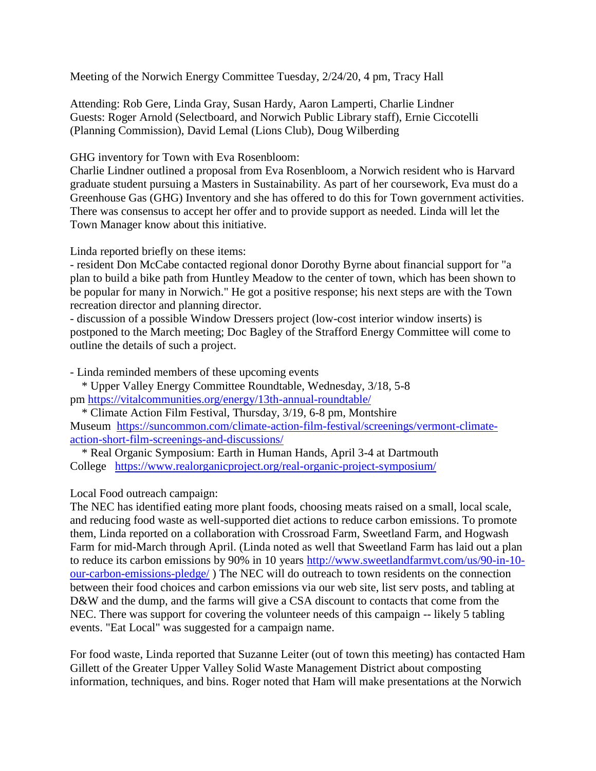Meeting of the Norwich Energy Committee Tuesday, 2/24/20, 4 pm, Tracy Hall

Attending: Rob Gere, Linda Gray, Susan Hardy, Aaron Lamperti, Charlie Lindner
Guests: Roger Arnold (Selectboard, and Norwich Public Library staff), Ernie Ciccotelli (Planning Commission), David Lemal (Lions Club), Doug Wilberding

GHG inventory for Town with Eva Rosenbloom:
Charlie Lindner outlined a proposal from Eva Rosenbloom, a Norwich resident who is Harvard graduate student pursuing a Masters in Sustainability. As part of her coursework, Eva must do a Greenhouse Gas (GHG) Inventory and she has offered to do this for Town government activities. There was consensus to accept her offer and to provide support as needed. Linda will let the Town Manager know about this initiative.

Linda reported briefly on these items:
- resident Don McCabe contacted regional donor Dorothy Byrne about financial support for "a plan to build a bike path from Huntley Meadow to the center of town, which has been shown to be popular for many in Norwich." He got a positive response; his next steps are with the Town recreation director and planning director.
- discussion of a possible Window Dressers project (low-cost interior window inserts) is postponed to the March meeting; Doc Bagley of the Strafford Energy Committee will come to outline the details of such a project.

- Linda reminded members of these upcoming events
   * Upper Valley Energy Committee Roundtable, Wednesday, 3/18, 5-8 pm https://vitalcommunities.org/energy/13th-annual-roundtable/
   * Climate Action Film Festival, Thursday, 3/19, 6-8 pm, Montshire Museum https://suncommon.com/climate-action-film-festival/screenings/vermont-climate-action-short-film-screenings-and-discussions/
   * Real Organic Symposium: Earth in Human Hands, April 3-4 at Dartmouth College https://www.realorganicproject.org/real-organic-project-symposium/

Local Food outreach campaign:
The NEC has identified eating more plant foods, choosing meats raised on a small, local scale, and reducing food waste as well-supported diet actions to reduce carbon emissions. To promote them, Linda reported on a collaboration with Crossroad Farm, Sweetland Farm, and Hogwash Farm for mid-March through April. (Linda noted as well that Sweetland Farm has laid out a plan to reduce its carbon emissions by 90% in 10 years http://www.sweetlandfarmvt.com/us/90-in-10-our-carbon-emissions-pledge/ ) The NEC will do outreach to town residents on the connection between their food choices and carbon emissions via our web site, list serv posts, and tabling at D&W and the dump, and the farms will give a CSA discount to contacts that come from the NEC. There was support for covering the volunteer needs of this campaign -- likely 5 tabling events. "Eat Local" was suggested for a campaign name.

For food waste, Linda reported that Suzanne Leiter (out of town this meeting) has contacted Ham Gillett of the Greater Upper Valley Solid Waste Management District about composting information, techniques, and bins. Roger noted that Ham will make presentations at the Norwich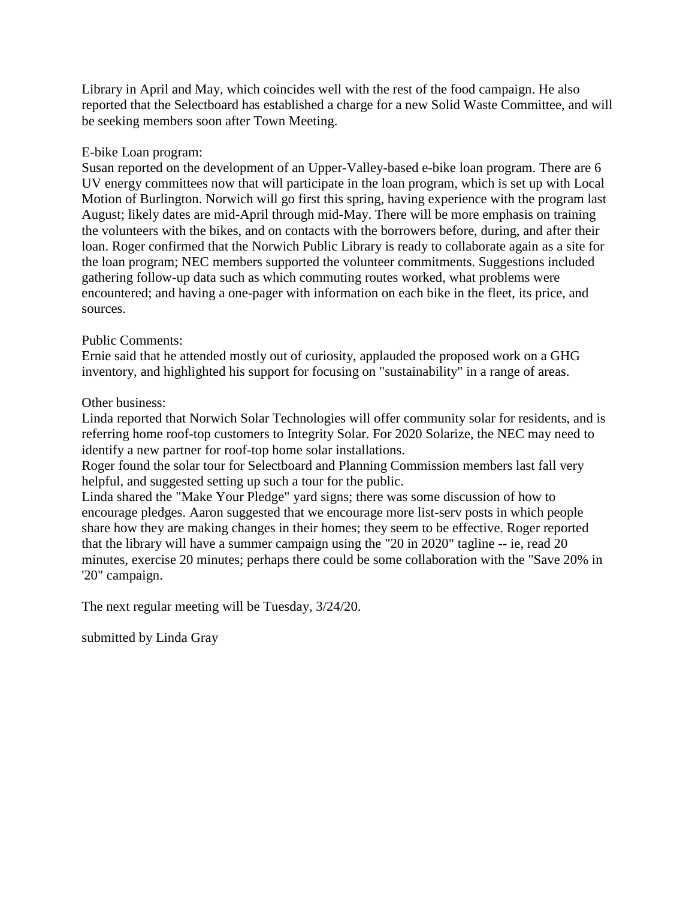Library in April and May, which coincides well with the rest of the food campaign. He also reported that the Selectboard has established a charge for a new Solid Waste Committee, and will be seeking members soon after Town Meeting.

E-bike Loan program:
Susan reported on the development of an Upper-Valley-based e-bike loan program. There are 6 UV energy committees now that will participate in the loan program, which is set up with Local Motion of Burlington. Norwich will go first this spring, having experience with the program last August; likely dates are mid-April through mid-May. There will be more emphasis on training the volunteers with the bikes, and on contacts with the borrowers before, during, and after their loan. Roger confirmed that the Norwich Public Library is ready to collaborate again as a site for the loan program; NEC members supported the volunteer commitments. Suggestions included gathering follow-up data such as which commuting routes worked, what problems were encountered; and having a one-pager with information on each bike in the fleet, its price, and sources.

Public Comments:
Ernie said that he attended mostly out of curiosity, applauded the proposed work on a GHG inventory, and highlighted his support for focusing on "sustainability" in a range of areas.

Other business:
Linda reported that Norwich Solar Technologies will offer community solar for residents, and is referring home roof-top customers to Integrity Solar. For 2020 Solarize, the NEC may need to identify a new partner for roof-top home solar installations.
Roger found the solar tour for Selectboard and Planning Commission members last fall very helpful, and suggested setting up such a tour for the public.
Linda shared the "Make Your Pledge" yard signs; there was some discussion of how to encourage pledges. Aaron suggested that we encourage more list-serv posts in which people share how they are making changes in their homes; they seem to be effective. Roger reported that the library will have a summer campaign using the "20 in 2020" tagline -- ie, read 20 minutes, exercise 20 minutes; perhaps there could be some collaboration with the "Save 20% in '20" campaign.

The next regular meeting will be Tuesday, 3/24/20.

submitted by Linda Gray